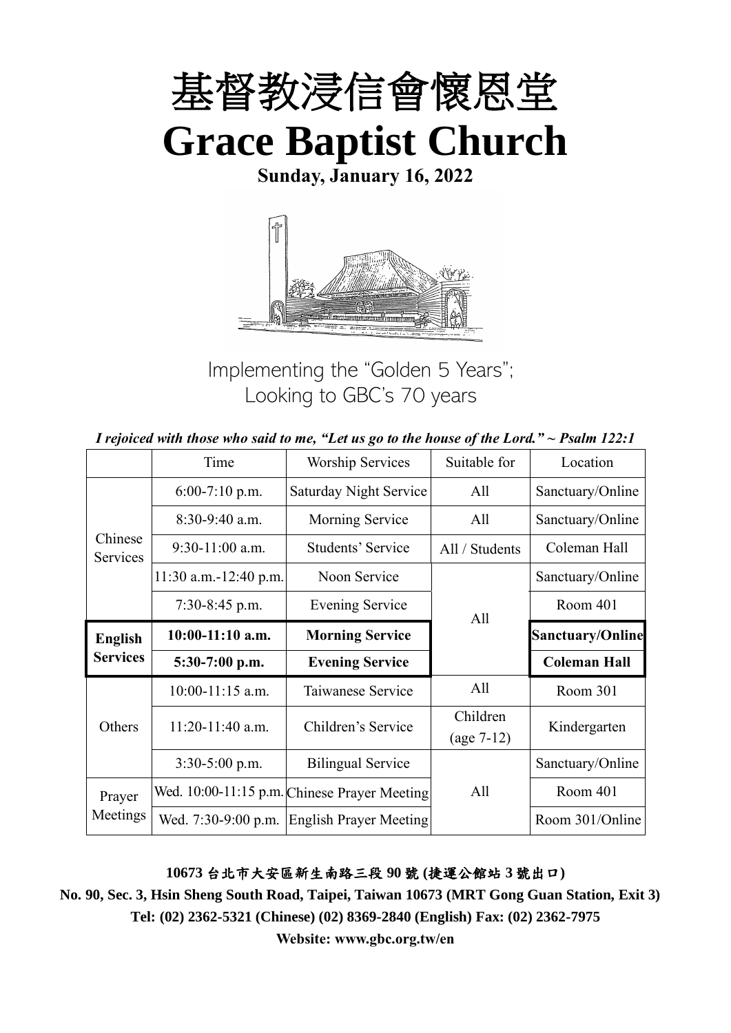# 基督教浸信會懷恩堂

# Grace Baptist Church

**Sunday, January 16, 2022**

Implementing the "Golden 5 Years";
Looking to GBC's 70 years

*I rejoiced with those who said to me, "Let us go to the house of the Lord." ~ Psalm 122:1*

| | Time | Worship Services | Suitable for | Location |
|---|---|---|---|---|
| Chinese Services | 6:00-7:10 p.m. | Saturday Night Service | All | Sanctuary/Online |
| | 8:30-9:40 a.m. | Morning Service | All | Sanctuary/Online |
| | 9:30-11:00 a.m. | Students' Service | All / Students | Coleman Hall |
| | 11:30 a.m.-12:40 p.m. | Noon Service | All | Sanctuary/Online |
| | 7:30-8:45 p.m. | Evening Service | | Room 401 |
| **English Services** | **10:00-11:10 a.m.** | **Morning Service** | | **Sanctuary/Online** |
| | **5:30-7:00 p.m.** | **Evening Service** | | **Coleman Hall** |
| Others | 10:00-11:15 a.m. | Taiwanese Service | All | Room 301 |
| | 11:20-11:40 a.m. | Children's Service | Children (age 7-12) | Kindergarten |
| | 3:30-5:00 p.m. | Bilingual Service | All | Sanctuary/Online |
| Prayer Meetings | Wed. 10:00-11:15 p.m. | Chinese Prayer Meeting | | Room 401 |
| | Wed. 7:30-9:00 p.m. | English Prayer Meeting | | Room 301/Online |

**10673 台北市大安區新生南路三段 90 號 (捷運公館站 3 號出口)**

**No. 90, Sec. 3, Hsin Sheng South Road, Taipei, Taiwan 10673 (MRT Gong Guan Station, Exit 3)**

**Tel: (02) 2362-5321 (Chinese) (02) 8369-2840 (English) Fax: (02) 2362-7975**

**Website: www.gbc.org.tw/en**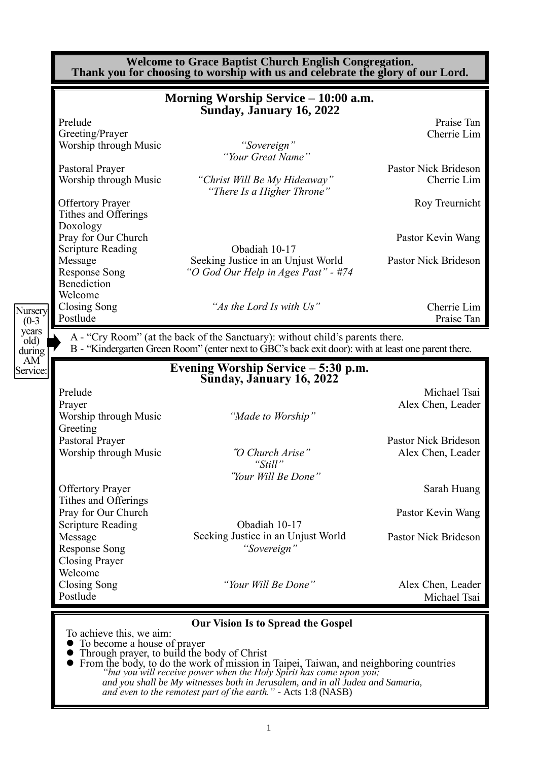**Welcome to Grace Baptist Church English Congregation.**
**Thank you for choosing to worship with us and celebrate the glory of our Lord.**

## Morning Worship Service – 10:00 a.m.
## Sunday, January 16, 2022

| | | |
|---|---|---|
| Prelude | | Praise Tan |
| Greeting/Prayer | | Cherrie Lim |
| Worship through Music | *"Sovereign"* *"Your Great Name"* | |
| Pastoral Prayer | | Pastor Nick Brideson |
| Worship through Music | *"Christ Will Be My Hideaway"* *"There Is a Higher Throne"* | Cherrie Lim |
| Offertory Prayer | | Roy Treurnicht |
| Tithes and Offerings | | |
| Doxology | | |
| Pray for Our Church | | Pastor Kevin Wang |
| Scripture Reading | Obadiah 10-17 | |
| Message | Seeking Justice in an Unjust World | Pastor Nick Brideson |
| Response Song | *"O God Our Help in Ages Past" - #74* | |
| Benediction | | |
| Welcome | | |
| Closing Song | *"As the Lord Is with Us"* | Cherrie Lim |
| Postlude | | Praise Tan |

Nursery (0-3 years old) during AM Service:

A - "Cry Room" (at the back of the Sanctuary): without child's parents there.
B - "Kindergarten Green Room" (enter next to GBC's back exit door): with at least one parent there.

## Evening Worship Service – 5:30 p.m.
## Sunday, January 16, 2022

| | | |
|---|---|---|
| Prelude | | Michael Tsai |
| Prayer | | Alex Chen, Leader |
| Worship through Music | *"Made to Worship"* | |
| Greeting | | |
| Pastoral Prayer | | Pastor Nick Brideson |
| Worship through Music | *"O Church Arise"* *"Still"* *"Your Will Be Done"* | Alex Chen, Leader |
| Offertory Prayer | | Sarah Huang |
| Tithes and Offerings | | |
| Pray for Our Church | | Pastor Kevin Wang |
| Scripture Reading | Obadiah 10-17 | |
| Message | Seeking Justice in an Unjust World | Pastor Nick Brideson |
| Response Song | *"Sovereign"* | |
| Closing Prayer | | |
| Welcome | | |
| Closing Song | *"Your Will Be Done"* | Alex Chen, Leader |
| Postlude | | Michael Tsai |

### Our Vision Is to Spread the Gospel

To achieve this, we aim:

- To become a house of prayer
- Through prayer, to build the body of Christ
- From the body, to do the work of mission in Taipei, Taiwan, and neighboring countries

*"but you will receive power when the Holy Spirit has come upon you; and you shall be My witnesses both in Jerusalem, and in all Judea and Samaria, and even to the remotest part of the earth."* - Acts 1:8 (NASB)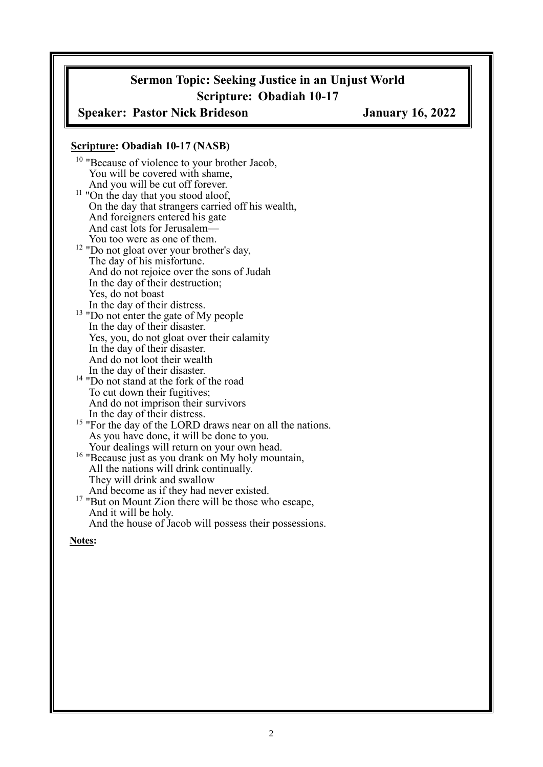## Sermon Topic: Seeking Justice in an Unjust World

## Scripture: Obadiah 10-17

**Speaker: Pastor Nick Brideson** **January 16, 2022**

**Scripture: Obadiah 10-17 (NASB)**

[10] "Because of violence to your brother Jacob,
You will be covered with shame,
And you will be cut off forever.
[11] "On the day that you stood aloof,
On the day that strangers carried off his wealth,
And foreigners entered his gate
And cast lots for Jerusalem—
You too were as one of them.
[12] "Do not gloat over your brother's day,
The day of his misfortune.
And do not rejoice over the sons of Judah
In the day of their destruction;
Yes, do not boast
In the day of their distress.
[13] "Do not enter the gate of My people
In the day of their disaster.
Yes, you, do not gloat over their calamity
In the day of their disaster.
And do not loot their wealth
In the day of their disaster.
[14] "Do not stand at the fork of the road
To cut down their fugitives;
And do not imprison their survivors
In the day of their distress.
[15] "For the day of the LORD draws near on all the nations.
As you have done, it will be done to you.
Your dealings will return on your own head.
[16] "Because just as you drank on My holy mountain,
All the nations will drink continually.
They will drink and swallow
And become as if they had never existed.
[17] "But on Mount Zion there will be those who escape,
And it will be holy.
And the house of Jacob will possess their possessions.

**Notes:**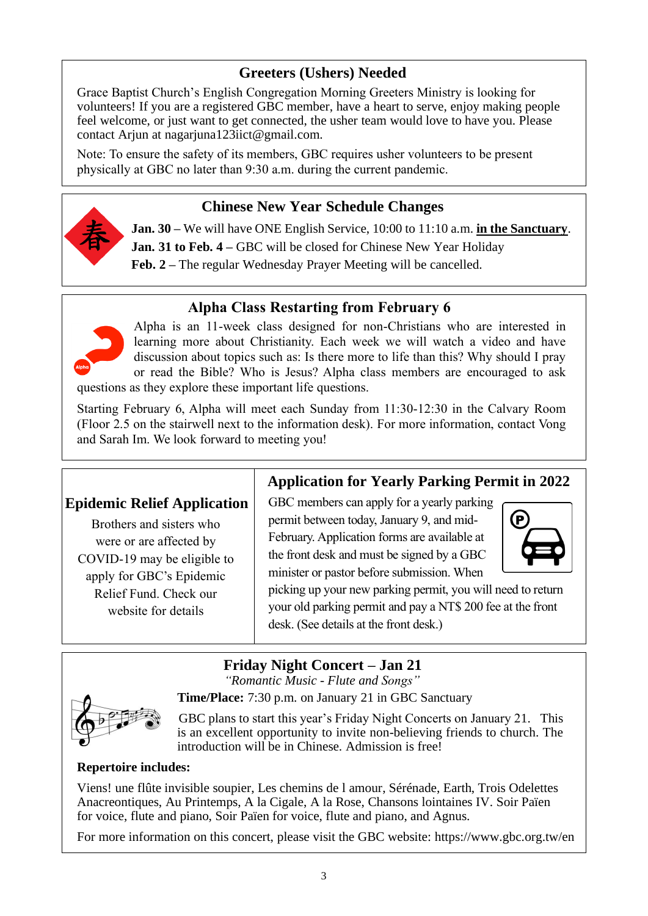## Greeters (Ushers) Needed

Grace Baptist Church's English Congregation Morning Greeters Ministry is looking for volunteers! If you are a registered GBC member, have a heart to serve, enjoy making people feel welcome, or just want to get connected, the usher team would love to have you. Please contact Arjun at nagarjuna123iict@gmail.com.

Note: To ensure the safety of its members, GBC requires usher volunteers to be present physically at GBC no later than 9:30 a.m. during the current pandemic.

## Chinese New Year Schedule Changes

**Jan. 30** – We will have ONE English Service, 10:00 to 11:10 a.m. **in the Sanctuary**.
**Jan. 31 to Feb. 4** – GBC will be closed for Chinese New Year Holiday
**Feb. 2** – The regular Wednesday Prayer Meeting will be cancelled.

## Alpha Class Restarting from February 6

Alpha is an 11-week class designed for non-Christians who are interested in learning more about Christianity. Each week we will watch a video and have discussion about topics such as: Is there more to life than this? Why should I pray or read the Bible? Who is Jesus? Alpha class members are encouraged to ask questions as they explore these important life questions.

Starting February 6, Alpha will meet each Sunday from 11:30-12:30 in the Calvary Room (Floor 2.5 on the stairwell next to the information desk). For more information, contact Vong and Sarah Im. We look forward to meeting you!

## Epidemic Relief Application

Brothers and sisters who were or are affected by COVID-19 may be eligible to apply for GBC's Epidemic Relief Fund. Check our website for details

## Application for Yearly Parking Permit in 2022

GBC members can apply for a yearly parking permit between today, January 9, and mid-February. Application forms are available at the front desk and must be signed by a GBC minister or pastor before submission. When picking up your new parking permit, you will need to return your old parking permit and pay a NT$ 200 fee at the front desk. (See details at the front desk.)

## Friday Night Concert – Jan 21

*"Romantic Music - Flute and Songs"*

**Time/Place:** 7:30 p.m. on January 21 in GBC Sanctuary

GBC plans to start this year's Friday Night Concerts on January 21. This is an excellent opportunity to invite non-believing friends to church. The introduction will be in Chinese. Admission is free!

**Repertoire includes:**

Viens! une flûte invisible soupier, Les chemins de l amour, Sérénade, Earth, Trois Odelettes Anacreontiques, Au Printemps, A la Cigale, A la Rose, Chansons lointaines IV. Soir Païen for voice, flute and piano, Soir Païen for voice, flute and piano, and Agnus.

For more information on this concert, please visit the GBC website: https://www.gbc.org.tw/en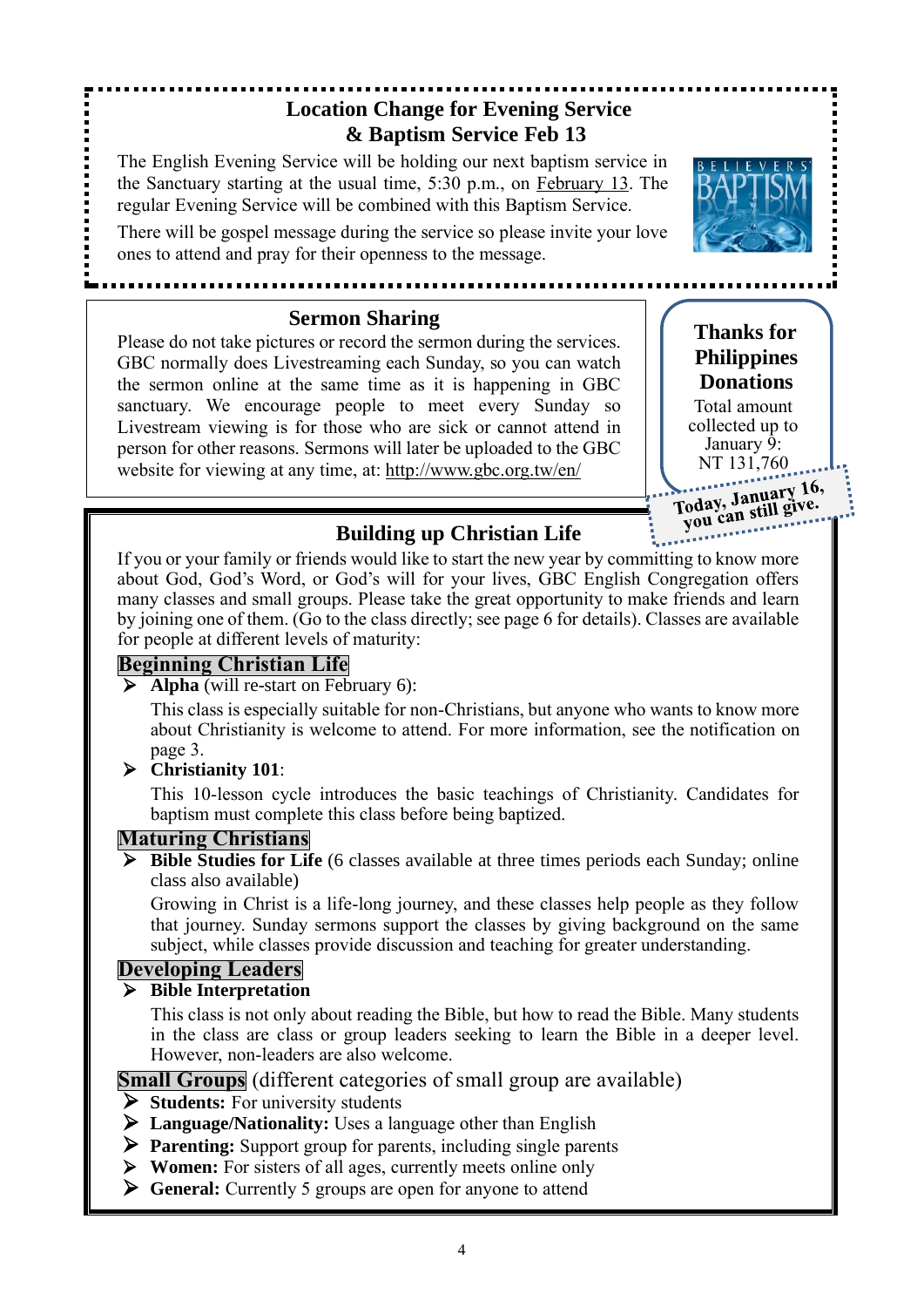## Location Change for Evening Service & Baptism Service Feb 13

The English Evening Service will be holding our next baptism service in the Sanctuary starting at the usual time, 5:30 p.m., on February 13. The regular Evening Service will be combined with this Baptism Service.

There will be gospel message during the service so please invite your love ones to attend and pray for their openness to the message.

## Sermon Sharing

Please do not take pictures or record the sermon during the services. GBC normally does Livestreaming each Sunday, so you can watch the sermon online at the same time as it is happening in GBC sanctuary. We encourage people to meet every Sunday so Livestream viewing is for those who are sick or cannot attend in person for other reasons. Sermons will later be uploaded to the GBC website for viewing at any time, at: http://www.gbc.org.tw/en/

## Thanks for Philippines Donations

Total amount collected up to January 9: NT 131,760

**Today, January 16, you can still give.**

## Building up Christian Life

If you or your family or friends would like to start the new year by committing to know more about God, God's Word, or God's will for your lives, GBC English Congregation offers many classes and small groups. Please take the great opportunity to make friends and learn by joining one of them. (Go to the class directly; see page 6 for details). Classes are available for people at different levels of maturity:

### Beginning Christian Life

- **Alpha** (will re-start on February 6):

  This class is especially suitable for non-Christians, but anyone who wants to know more about Christianity is welcome to attend. For more information, see the notification on page 3.

- **Christianity 101**:

  This 10-lesson cycle introduces the basic teachings of Christianity. Candidates for baptism must complete this class before being baptized.

### Maturing Christians

- **Bible Studies for Life** (6 classes available at three times periods each Sunday; online class also available)

  Growing in Christ is a life-long journey, and these classes help people as they follow that journey. Sunday sermons support the classes by giving background on the same subject, while classes provide discussion and teaching for greater understanding.

### Developing Leaders

- **Bible Interpretation**

  This class is not only about reading the Bible, but how to read the Bible. Many students in the class are class or group leaders seeking to learn the Bible in a deeper level. However, non-leaders are also welcome.

### Small Groups (different categories of small group are available)

- **Students:** For university students
- **Language/Nationality:** Uses a language other than English
- **Parenting:** Support group for parents, including single parents
- **Women:** For sisters of all ages, currently meets online only
- **General:** Currently 5 groups are open for anyone to attend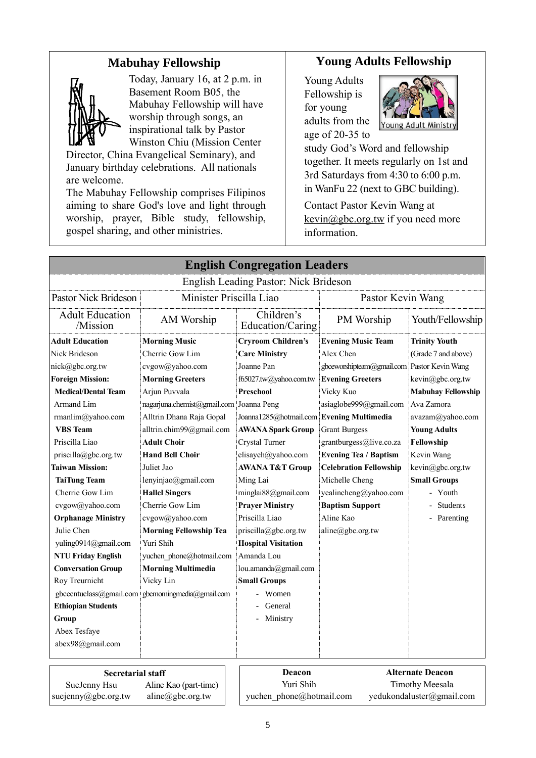## Mabuhay Fellowship

Today, January 16, at 2 p.m. in Basement Room B05, the Mabuhay Fellowship will have worship through songs, an inspirational talk by Pastor Winston Chiu (Mission Center Director, China Evangelical Seminary), and January birthday celebrations. All nationals are welcome.

The Mabuhay Fellowship comprises Filipinos aiming to share God's love and light through worship, prayer, Bible study, fellowship, gospel sharing, and other ministries.

## Young Adults Fellowship

Young Adults Fellowship is for young adults from the age of 20-35 to study God's Word and fellowship together. It meets regularly on 1st and 3rd Saturdays from 4:30 to 6:00 p.m. in WanFu 22 (next to GBC building).

Contact Pastor Kevin Wang at kevin@gbc.org.tw if you need more information.

## English Congregation Leaders

English Leading Pastor: Nick Brideson

| Pastor Nick Brideson | Minister Priscilla Liao | | Pastor Kevin Wang | |
|---|---|---|---|---|
| Adult Education /Mission | AM Worship | Children's Education/Caring | PM Worship | Youth/Fellowship |
| **Adult Education** | **Morning Music** | **Cryroom Children's** | **Evening Music Team** | **Trinity Youth** |
| Nick Brideson | Cherrie Gow Lim | **Care Ministry** | Alex Chen | (Grade 7 and above) |
| nick@gbc.org.tw | cvgow@yahoo.com | Joanne Pan | gbceworshipteam@gmail.com | Pastor Kevin Wang |
| **Foreign Mission:** | **Morning Greeters** | f65027.tw@yahoo.com.tw | **Evening Greeters** | kevin@gbc.org.tw |
| **Medical/Dental Team** | Arjun Puvvala | **Preschool** | Vicky Kuo | **Mabuhay Fellowship** |
| Armand Lim | nagarjuna.chemist@gmail.com | Joanna Peng | asiaglobe999@gmail.com | Ava Zamora |
| rmanlim@yahoo.com | Alltrin Dhana Raja Gopal | Joanna1285@hotmail.com | **Evening Multimedia** | avazam@yahoo.com |
| **VBS Team** | alltrin.chim99@gmail.com | **AWANA Spark Group** | Grant Burgess | **Young Adults** |
| Priscilla Liao | **Adult Choir** | Crystal Turner | grantburgess@live.co.za | **Fellowship** |
| priscilla@gbc.org.tw | **Hand Bell Choir** | elisayeh@yahoo.com | **Evening Tea / Baptism** | Kevin Wang |
| **Taiwan Mission:** | Juliet Jao | **AWANA T&T Group** | **Celebration Fellowship** | kevin@gbc.org.tw |
| **TaiTung Team** | lenyinjao@gmail.com | Ming Lai | Michelle Cheng | **Small Groups** |
| Cherrie Gow Lim | **Hallel Singers** | minglai88@gmail.com | yealincheng@yahoo.com | - Youth |
| cvgow@yahoo.com | Cherrie Gow Lim | **Prayer Ministry** | **Baptism Support** | - Students |
| **Orphanage Ministry** | cvgow@yahoo.com | Priscilla Liao | Aline Kao | - Parenting |
| Julie Chen | **Morning Fellowship Tea** | priscilla@gbc.org.tw | aline@gbc.org.tw | |
| yuling0914@gmail.com | Yuri Shih | **Hospital Visitation** | | |
| **NTU Friday English** | yuchen_phone@hotmail.com | Amanda Lou | | |
| **Conversation Group** | **Morning Multimedia** | lou.amanda@gmail.com | | |
| Roy Treurnicht | Vicky Lin | **Small Groups** | | |
| gbcecntuclass@gmail.com | gbcmorningmedia@gmail.com | - Women | | |
| **Ethiopian Students** | | - General | | |
| **Group** | | - Ministry | | |
| Abex Tesfaye | | | | |
| abex98@gmail.com | | | | |

| **Secretarial staff** | |
|---|---|
| SueJenny Hsu | Aline Kao (part-time) |
| suejenny@gbc.org.tw | aline@gbc.org.tw |

| **Deacon** | **Alternate Deacon** |
|---|---|
| Yuri Shih | Timothy Meesala |
| yuchen_phone@hotmail.com | yedukondaluster@gmail.com |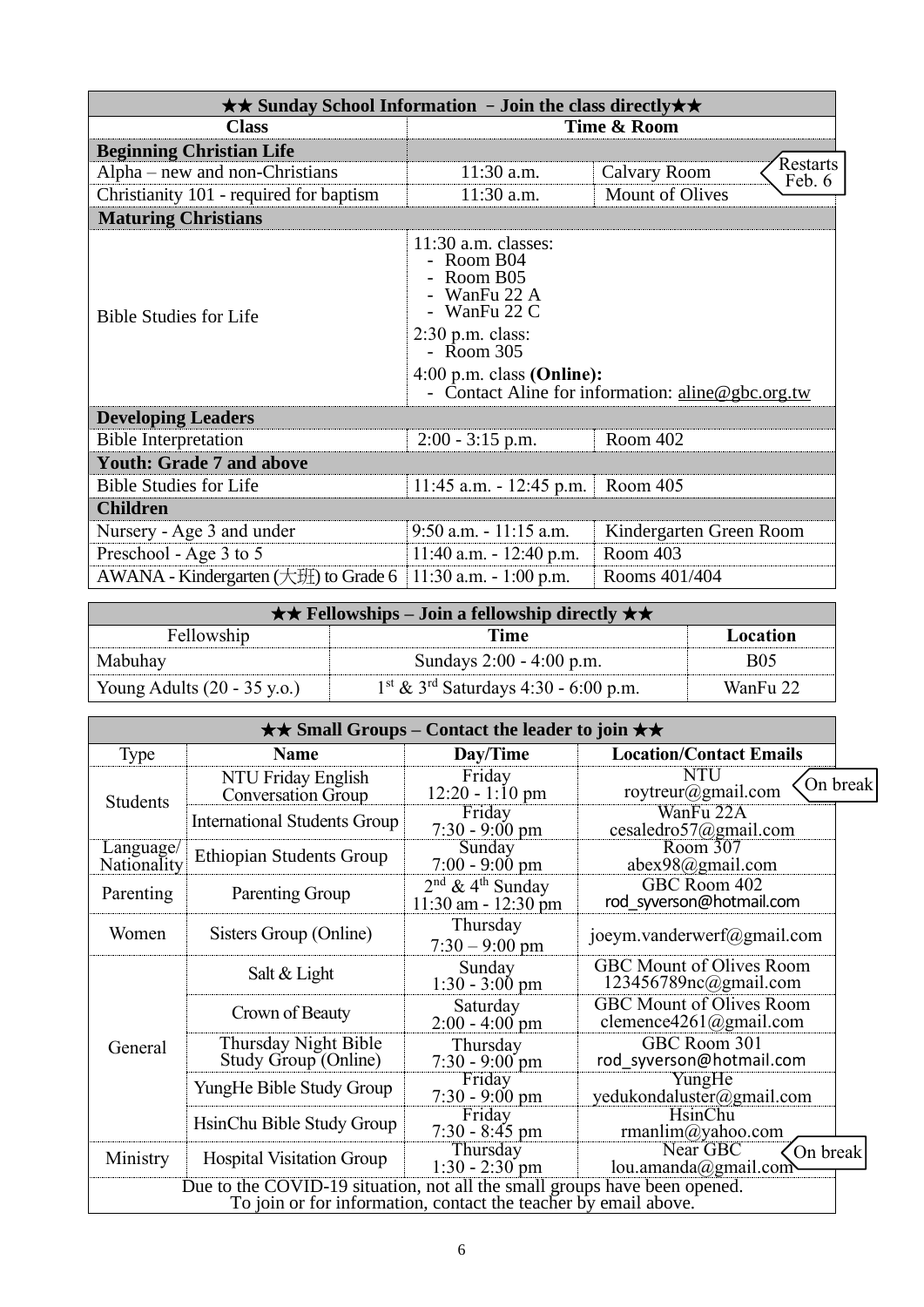## ★★ Sunday School Information – Join the class directly★★

| Class | Time & Room | |
|---|---|---|
| **Beginning Christian Life** | | |
| Alpha – new and non-Christians | 11:30 a.m. | Calvary Room (Restarts Feb. 6) |
| Christianity 101 - required for baptism | 11:30 a.m. | Mount of Olives |
| **Maturing Christians** | | |
| Bible Studies for Life | 11:30 a.m. classes: - Room B04 - Room B05 - WanFu 22 A - WanFu 22 C<br>2:30 p.m. class: - Room 305<br>4:00 p.m. class **(Online):** - Contact Aline for information: aline@gbc.org.tw | |
| **Developing Leaders** | | |
| Bible Interpretation | 2:00 - 3:15 p.m. | Room 402 |
| **Youth: Grade 7 and above** | | |
| Bible Studies for Life | 11:45 a.m. - 12:45 p.m. | Room 405 |
| **Children** | | |
| Nursery - Age 3 and under | 9:50 a.m. - 11:15 a.m. | Kindergarten Green Room |
| Preschool - Age 3 to 5 | 11:40 a.m. - 12:40 p.m. | Room 403 |
| AWANA - Kindergarten (大班) to Grade 6 | 11:30 a.m. - 1:00 p.m. | Rooms 401/404 |

## ★★ Fellowships – Join a fellowship directly ★★

| Fellowship | Time | Location |
|---|---|---|
| Mabuhay | Sundays 2:00 - 4:00 p.m. | B05 |
| Young Adults (20 - 35 y.o.) | 1st & 3rd Saturdays 4:30 - 6:00 p.m. | WanFu 22 |

## ★★ Small Groups – Contact the leader to join ★★

| Type | Name | Day/Time | Location/Contact Emails |
|---|---|---|---|
| Students | NTU Friday English Conversation Group | Friday 12:20 - 1:10 pm | NTU roytreur@gmail.com (On break) |
| | International Students Group | Friday 7:30 - 9:00 pm | WanFu 22A cesaledro57@gmail.com |
| Language/ Nationality | Ethiopian Students Group | Sunday 7:00 - 9:00 pm | Room 307 abex98@gmail.com |
| Parenting | Parenting Group | 2nd & 4th Sunday 11:30 am - 12:30 pm | GBC Room 402 rod_syverson@hotmail.com |
| Women | Sisters Group (Online) | Thursday 7:30 – 9:00 pm | joeym.vanderwerf@gmail.com |
| General | Salt & Light | Sunday 1:30 - 3:00 pm | GBC Mount of Olives Room 123456789nc@gmail.com |
| | Crown of Beauty | Saturday 2:00 - 4:00 pm | GBC Mount of Olives Room clemence4261@gmail.com |
| | Thursday Night Bible Study Group (Online) | Thursday 7:30 - 9:00 pm | GBC Room 301 rod_syverson@hotmail.com |
| | YungHe Bible Study Group | Friday 7:30 - 9:00 pm | YungHe yedukondaluster@gmail.com |
| | HsinChu Bible Study Group | Friday 7:30 - 8:45 pm | HsinChu rmanlim@yahoo.com |
| Ministry | Hospital Visitation Group | Thursday 1:30 - 2:30 pm | Near GBC lou.amanda@gmail.com (On break) |

Due to the COVID-19 situation, not all the small groups have been opened. To join or for information, contact the teacher by email above.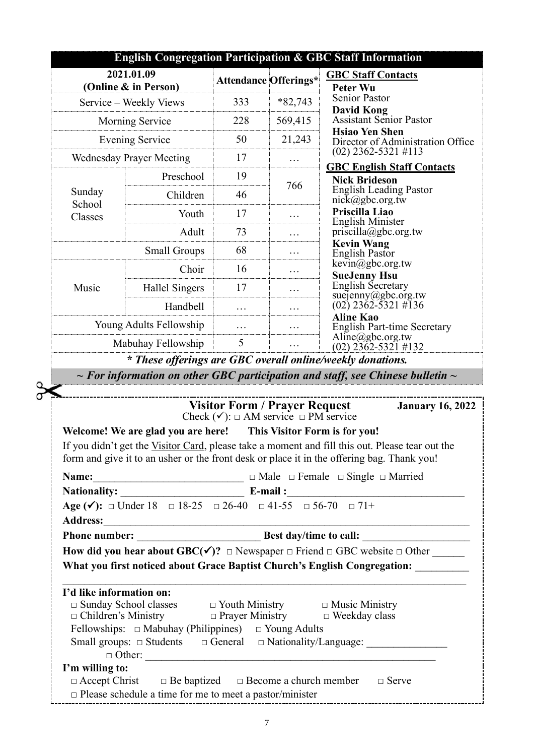## English Congregation Participation & GBC Staff Information

| 2021.01.09 (Online & in Person) | | Attendance | Offerings* |
|---|---|---|---|
| Service – Weekly Views | | 333 | *82,743 |
| Morning Service | | 228 | 569,415 |
| Evening Service | | 50 | 21,243 |
| Wednesday Prayer Meeting | | 17 | … |
| Sunday School Classes | Preschool | 19 | 766 |
| | Children | 46 | |
| | Youth | 17 | … |
| | Adult | 73 | … |
| Small Groups | | 68 | … |
| Music | Choir | 16 | … |
| | Hallel Singers | 17 | … |
| | Handbell | … | … |
| Young Adults Fellowship | | … | … |
| Mabuhay Fellowship | | 5 | … |

**GBC Staff Contacts**

**Peter Wu**
Senior Pastor

**David Kong**
Assistant Senior Pastor

**Hsiao Yen Shen**
Director of Administration Office
(02) 2362-5321 #113

**GBC English Staff Contacts**

**Nick Brideson**
English Leading Pastor
nick@gbc.org.tw

**Priscilla Liao**
English Minister
priscilla@gbc.org.tw

**Kevin Wang**
English Pastor
kevin@gbc.org.tw

**SueJenny Hsu**
English Secretary
suejenny@gbc.org.tw
(02) 2362-5321 #136

**Aline Kao**
English Part-time Secretary
Aline@gbc.org.tw
(02) 2362-5321 #132

***\* These offerings are GBC overall online/weekly donations.***

***~ For information on other GBC participation and staff, see Chinese bulletin ~***

---

### Visitor Form / Prayer Request

**January 16, 2022**

Check (✓): □ AM service □ PM service

**Welcome! We are glad you are here! This Visitor Form is for you!**

If you didn't get the Visitor Card, please take a moment and fill this out. Please tear out the form and give it to an usher or the front desk or place it in the offering bag. Thank you!

**Name:**____________________________ □ Male □ Female □ Single □ Married

**Nationality:** _______________________ **E-mail :**_________________________________

**Age (✓):** □ Under 18 □ 18-25 □ 26-40 □ 41-55 □ 56-70 □ 71+

**Address:**______________________________________________________________

**Phone number:** ______________________ **Best day/time to call:** ___________________

**How did you hear about GBC(✓)?** □ Newspaper □ Friend □ GBC website □ Other ______

**What you first noticed about Grace Baptist Church's English Congregation:** __________

______________________________________________________________________________

**I'd like information on:**

□ Sunday School classes □ Youth Ministry □ Music Ministry
□ Children's Ministry □ Prayer Ministry □ Weekday class

Fellowships: □ Mabuhay (Philippines) □ Young Adults

Small groups: □ Students □ General □ Nationality/Language: _______________

□ Other: ________________________________________________________

**I'm willing to:**

□ Accept Christ □ Be baptized □ Become a church member □ Serve

□ Please schedule a time for me to meet a pastor/minister